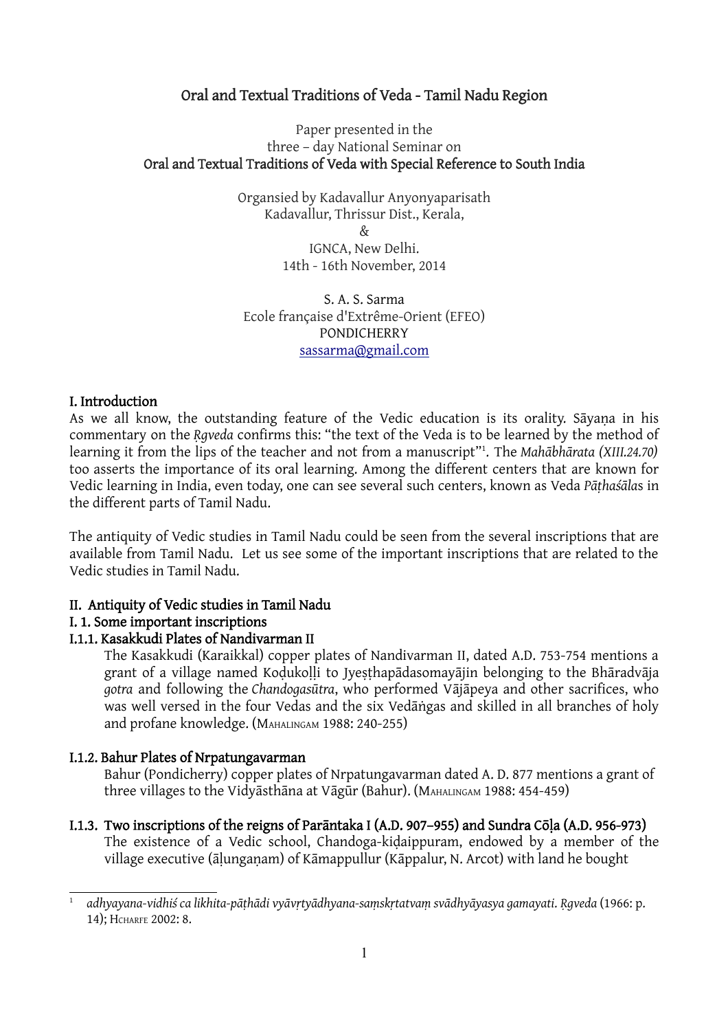# Oral and Textual Traditions of Veda - Tamil Nadu Region

Paper presented in the
three – day National Seminar on
**Oral and Textual Traditions of Veda with Special Reference to South India**

Organsied by Kadavallur Anyonyaparisath
Kadavallur, Thrissur Dist., Kerala,
&
IGNCA, New Delhi.
14th - 16th November, 2014

S. A. S. Sarma
Ecole française d'Extrême-Orient (EFEO)
PONDICHERRY
sassarma@gmail.com

## I. Introduction

As we all know, the outstanding feature of the Vedic education is its orality. Sāyaṇa in his commentary on the *Ṛgveda* confirms this: "the text of the Veda is to be learned by the method of learning it from the lips of the teacher and not from a manuscript"[1]. The *Mahābhārata (XIII.24.70)* too asserts the importance of its oral learning. Among the different centers that are known for Vedic learning in India, even today, one can see several such centers, known as Veda *Pāṭhaśāla*s in the different parts of Tamil Nadu.

The antiquity of Vedic studies in Tamil Nadu could be seen from the several inscriptions that are available from Tamil Nadu. Let us see some of the important inscriptions that are related to the Vedic studies in Tamil Nadu.

## II. Antiquity of Vedic studies in Tamil Nadu

### I. 1. Some important inscriptions

#### I.1.1. Kasakkudi Plates of Nandivarman II

The Kasakkudi (Karaikkal) copper plates of Nandivarman II, dated A.D. 753-754 mentions a grant of a village named Koḍukoḷḷi to Jyeṣṭhapādasomayājin belonging to the Bhāradvāja *gotra* and following the *Chandogasūtra*, who performed Vājāpeya and other sacrifices, who was well versed in the four Vedas and the six Vedāṅgas and skilled in all branches of holy and profane knowledge. (Mahalingam 1988: 240-255)

#### I.1.2. Bahur Plates of Nrpatungavarman

Bahur (Pondicherry) copper plates of Nrpatungavarman dated A. D. 877 mentions a grant of three villages to the Vidyāsthāna at Vāgūr (Bahur). (Mahalingam 1988: 454-459)

#### I.1.3. Two inscriptions of the reigns of Parāntaka I (A.D. 907–955) and Sundra Cōḷa (A.D. 956-973)

The existence of a Vedic school, Chandoga-kiḍaippuram, endowed by a member of the village executive (āḷunganam) of Kāmappullur (Kāppalur, N. Arcot) with land he bought

---

[1] *adhyayana-vidhiś ca likhita-pāṭhādi vyāvṛtyādhyana-saṃskṛtatvaṃ svādhyāyasya gamayati. Ṛgveda* (1966: p. 14); Hcharfe 2002: 8.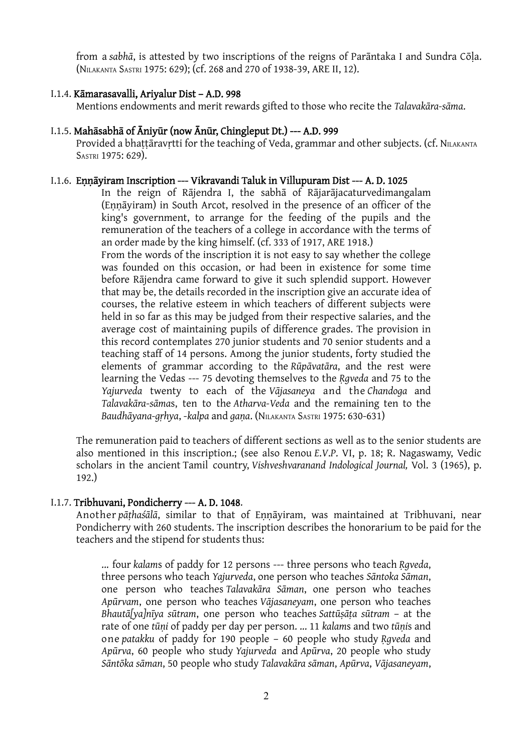from a *sabhā*, is attested by two inscriptions of the reigns of Parāntaka I and Sundra Cōḷa. (NILAKANTA SASTRI 1975: 629); (cf. 268 and 270 of 1938-39, ARE II, 12).

#### I.1.4. **Kāmarasavalli, Ariyalur Dist – A.D. 998**

Mentions endowments and merit rewards gifted to those who recite the *Talavakāra-sāma.*

#### I.1.5. **Mahāsabhā of Āniyūr (now Ānūr, Chingleput Dt.) --- A.D. 999**

Provided a bhaṭṭāravṛtti for the teaching of Veda, grammar and other subjects. (cf. NILAKANTA SASTRI 1975: 629).

#### I.1.6. **Eṇṇāyiram Inscription --- Vikravandi Taluk in Villupuram Dist --- A. D. 1025**

> In the reign of Rājendra I, the sabhā of Rājarājacaturvedimangalam (Eṇṇāyiram) in South Arcot, resolved in the presence of an officer of the king's government, to arrange for the feeding of the pupils and the remuneration of the teachers of a college in accordance with the terms of an order made by the king himself. (cf. 333 of 1917, ARE 1918.)
>
> From the words of the inscription it is not easy to say whether the college was founded on this occasion, or had been in existence for some time before Rājendra came forward to give it such splendid support. However that may be, the details recorded in the inscription give an accurate idea of courses, the relative esteem in which teachers of different subjects were held in so far as this may be judged from their respective salaries, and the average cost of maintaining pupils of difference grades. The provision in this record contemplates 270 junior students and 70 senior students and a teaching staff of 14 persons. Among the junior students, forty studied the elements of grammar according to the *Rūpāvatāra*, and the rest were learning the Vedas --- 75 devoting themselves to the *Ṛgveda* and 75 to the *Yajurveda* twenty to each of the *Vājasaneya* and the *Chandoga* and *Talavakāra-sāma*s, ten to the *Atharva-Veda* and the remaining ten to the *Baudhāyana-gṛhya*, *-kalpa* and *gaṇa*. (NILAKANTA SASTRI 1975: 630-631)

The remuneration paid to teachers of different sections as well as to the senior students are also mentioned in this inscription.; (see also Renou *E.V.P.* VI, p. 18; R. Nagaswamy, Vedic scholars in the ancient Tamil country, *Vishveshvaranand Indological Journal,* Vol. 3 (1965), p. 192.)

#### I.1.7. **Tribhuvani, Pondicherry --- A. D. 1048**.

Another *pāṭhaśālā*, similar to that of Eṇṇāyiram, was maintained at Tribhuvani, near Pondicherry with 260 students. The inscription describes the honorarium to be paid for the teachers and the stipend for students thus:

> ... four *kalam*s of paddy for 12 persons --- three persons who teach *Ṛgveda*, three persons who teach *Yajurveda*, one person who teaches *Sāntoka Sāman*, one person who teaches *Talavakāra Sāman*, one person who teaches *Apūrvam*, one person who teaches *Vājasaneyam*, one person who teaches *Bhautā[ya]nīya sūtram*, one person who teaches *Sattūṣāṭa sūtram* – at the rate of one *tūṇi* of paddy per day per person. ... 11 *kalam*s and two *tūṇi*s and one *patakku* of paddy for 190 people – 60 people who study *Ṛgveda* and *Apūrva*, 60 people who study *Yajurveda* and *Apūrva*, 20 people who study *Sāntōka sāman*, 50 people who study *Talavakāra sāman*, *Apūrva*, *Vājasaneyam*,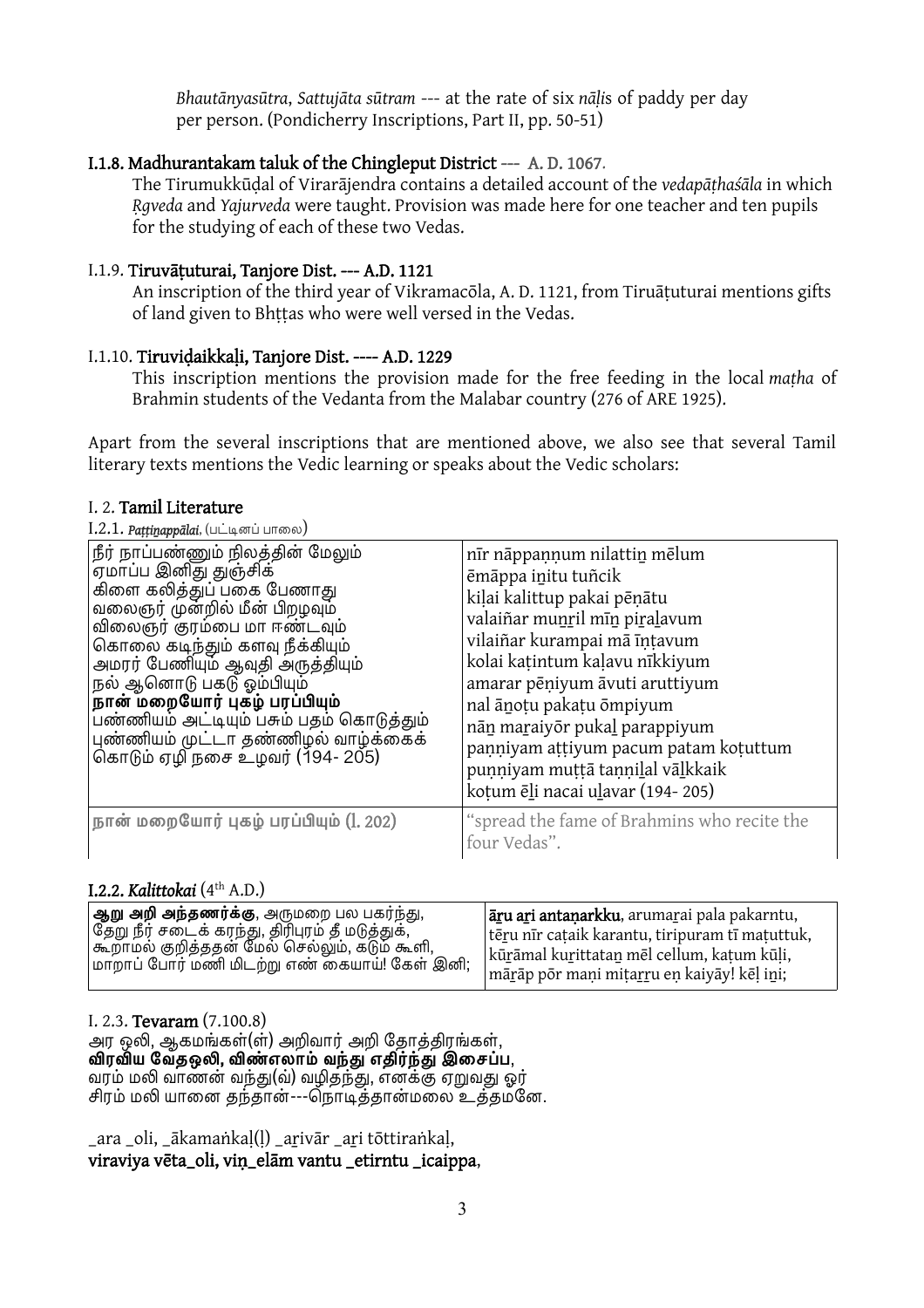*Bhautānyasūtra*, *Sattujāta sūtram* --- at the rate of six *nāḻi*s of paddy per day per person. (Pondicherry Inscriptions, Part II, pp. 50-51)

### I.1.8. Madhurantakam taluk of the Chingleput District --- A. D. 1067.

The Tirumukkūḍal of Virarājendra contains a detailed account of the *vedapāṭhaśāla* in which *Ṛgveda* and *Yajurveda* were taught. Provision was made here for one teacher and ten pupils for the studying of each of these two Vedas.

### I.1.9. Tiruvāṭuturai, Tanjore Dist. --- A.D. 1121

An inscription of the third year of Vikramacōla, A. D. 1121, from Tiruāṭuturai mentions gifts of land given to Bhṭṭas who were well versed in the Vedas.

### I.1.10. Tiruviḍaikkaḻi, Tanjore Dist. ---- A.D. 1229

This inscription mentions the provision made for the free feeding in the local *maṭha* of Brahmin students of the Vedanta from the Malabar country (276 of ARE 1925).

Apart from the several inscriptions that are mentioned above, we also see that several Tamil literary texts mentions the Vedic learning or speaks about the Vedic scholars:

## I. 2. Tamil Literature

### I.2.1. *Paṭṭiṉappālai*, (பட்டினப் பாலை)

| | |
|---|---|
| நீர் நாப்பண்ணும் நிலத்தின் மேலும்<br>ஏமாப்ப இனிது துஞ்சிக்<br>கிளை கலித்துப் பகை பேணாது<br>வலைஞர் முன்றில் மீன் பிறழவும்<br>விலைஞர் குரம்பை மா ஈண்டவும்<br>கொலை கடிந்தும் களவு நீக்கியும்<br>அமரர் பேணியும் ஆவுதி அருத்தியும்<br>நல் ஆனொடு பகடு ஓம்பியும்<br>**நான் மறையோர் புகழ் பரப்பியும்**<br>பண்ணியம் அட்டியும் பசும் பதம் கொடுத்தும்<br>புண்ணியம் முட்டா தண்ணிழல் வாழ்க்கைக்<br>கொடும் ஏழி நசை உழவர் (194- 205) | nīr nāppaṇṇum nilattiṉ mēlum<br>ēmāppa iṉitu tuñcik<br>kiḷai kalittup pakai pēṇātu<br>valaiñar muṉṟil mīṉ piṟaḻavum<br>vilaiñar kurampai mā īṇṭavum<br>kolai kaṭintum kaḷavu nīkkiyum<br>amarar pēṇiyum āvuti aruttiyum<br>nal āṉoṭu pakaṭu ōmpiyum<br>nāṉ maṟaiyōr pukaḻ parappiyum<br>paṇṇiyam aṭṭiyum pacum patam koṭuttum<br>puṇṇiyam muṭṭā taṇṇiḻal vāḻkkaik<br>koṭum ēḻi nacai uḻavar (194- 205) |
| நான் மறையோர் புகழ் பரப்பியும் (l. 202) | "spread the fame of Brahmins who recite the four Vedas". |

### I.2.2. *Kalittokai* (4th A.D.)

| | |
|---|---|
| **ஆறு அறி அந்தணர்க்கு**, அருமறை பல பகர்ந்து,<br>தேறு நீர் சடைக் கரந்து, திரிபுரம் தீ மடுத்துக்,<br>கூறாமல் குறித்ததன் மேல் செல்லும், கடும் கூளி,<br>மாறாப் போர் மணி மிடற்று எண் கையாய்! கேள் இனி; | **āṟu aṟi antaṇarkku**, arumaṟai pala pakarntu,<br>tēṟu nīr caṭaik karantu, tiripuram tī maṭuttuk,<br>kūṟāmal kuṟittataṉ mēl cellum, kaṭum kūḻi,<br>māṟāp pōr maṇi miṭaṟṟu eṇ kaiyāy! kēḷ iṉi; |

### I. 2.3. Tevaram (7.100.8)

அர ஒலி, ஆகமங்கள்(ள்) அறிவார் அறி தோத்திரங்கள்,
**விரவிய வேதஒலி, விண்எலாம் வந்து எதிர்ந்து இசைப்ப**,
வரம் மலி வாணன் வந்து(வ்) வழிதந்து, எனக்கு ஏறுவது ஓர்
சிரம் மலி யானை தந்தான்---நொடித்தான்மலை உத்தமனே.

_ara _oli, _ākamaṅkaḷ(ḷ) _aṟivār _aṟi tōttiraṅkaḷ,
**viraviya vēta_oli, viṇ_elām vantu _etirntu _icaippa**,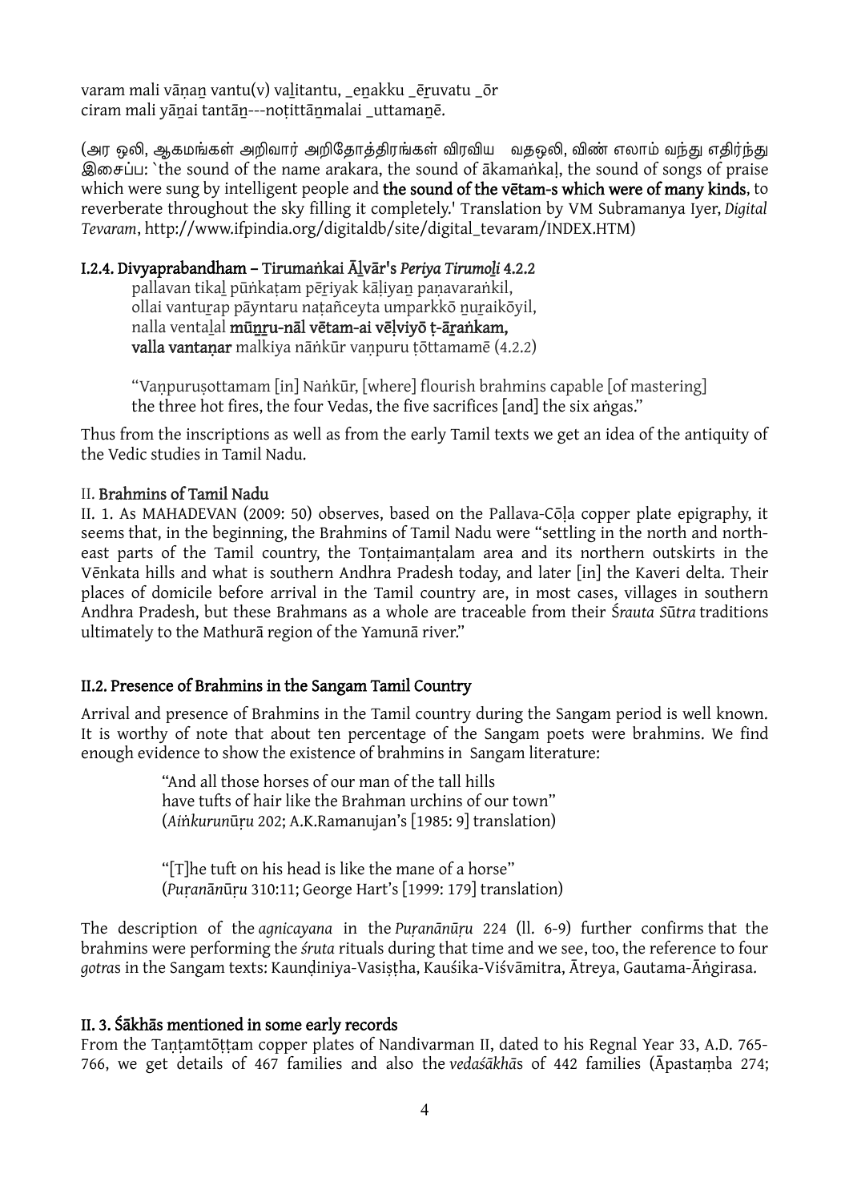varam mali vāṇaṉ vantu(v) vaḻitantu, _eṉakku _ēṟuvatu _ōr
ciram mali yāṉai tantāṉ---noṭittāṉmalai _uttamaṉē.

(அர ஒலி, ஆகமங்கள் அறிவார் அறிதோத்திரங்கள் விரவிய வதஒலி, விண் எலாம் வந்து எதிர்ந்து இசைப்ப: `the sound of the name arakara, the sound of ākamaṅkaḷ, the sound of songs of praise which were sung by intelligent people and **the sound of the vētam-s which were of many kinds**, to reverberate throughout the sky filling it completely.' Translation by VM Subramanya Iyer, *Digital Tevaram*, http://www.ifpindia.org/digitaldb/site/digital_tevaram/INDEX.HTM)

### I.2.4. Divyaprabandham – Tirumaṅkai Āḻvār's *Periya Tirumoḻi 4.2.2*

> pallavan tikaḻ pūṅkaṭam pēṟiyak kāḷiyaṉ paṇavaraṅkil,
> ollai vantuṟap pāyntaru naṭañceyta umparkkō ṉuṟaikōyil,
> nalla ventaḻal **mūṉṟu-nāl vētam-ai vēḷviyō ṭ-āṟaṅkam,**
> **valla vantaṇar** malkiya nāṅkūr vaṇpuru ṭōttamamē (4.2.2)
>
> "Vaṇpuruṣottamam [in] Naṅkūr, [where] flourish brahmins capable [of mastering] the three hot fires, the four Vedas, the five sacrifices [and] the six aṅgas."

Thus from the inscriptions as well as from the early Tamil texts we get an idea of the antiquity of the Vedic studies in Tamil Nadu.

## II. Brahmins of Tamil Nadu

II. 1. As MAHADEVAN (2009: 50) observes, based on the Pallava-Cōḷa copper plate epigraphy, it seems that, in the beginning, the Brahmins of Tamil Nadu were "settling in the north and north-east parts of the Tamil country, the Tonṭaimanṭalam area and its northern outskirts in the Vēnkata hills and what is southern Andhra Pradesh today, and later [in] the Kaveri delta. Their places of domicile before arrival in the Tamil country are, in most cases, villages in southern Andhra Pradesh, but these Brahmans as a whole are traceable from their *Śrauta Sūtra* traditions ultimately to the Mathurā region of the Yamunā river."

### II.2. Presence of Brahmins in the Sangam Tamil Country

Arrival and presence of Brahmins in the Tamil country during the Sangam period is well known. It is worthy of note that about ten percentage of the Sangam poets were brahmins. We find enough evidence to show the existence of brahmins in Sangam literature:

> "And all those horses of our man of the tall hills
> have tufts of hair like the Brahman urchins of our town"
> (*Aiṅkurunūṛu* 202; A.K.Ramanujan's [1985: 9] translation)
>
> "[T]he tuft on his head is like the mane of a horse"
> (*Puṛanānūṛu* 310:11; George Hart's [1999: 179] translation)

The description of the *agnicayana* in the *Puṛanānūṛu* 224 (ll. 6-9) further confirms that the brahmins were performing the *śruta* rituals during that time and we see, too, the reference to four *gotra*s in the Sangam texts: Kaunḍiniya-Vasiṣṭha, Kauśika-Viśvāmitra, Ātreya, Gautama-Āṅgirasa.

### II. 3. Śākhās mentioned in some early records

From the Taṇṭamtōṭṭam copper plates of Nandivarman II, dated to his Regnal Year 33, A.D. 765-766, we get details of 467 families and also the *vedaśākhā*s of 442 families (Āpastaṃba 274;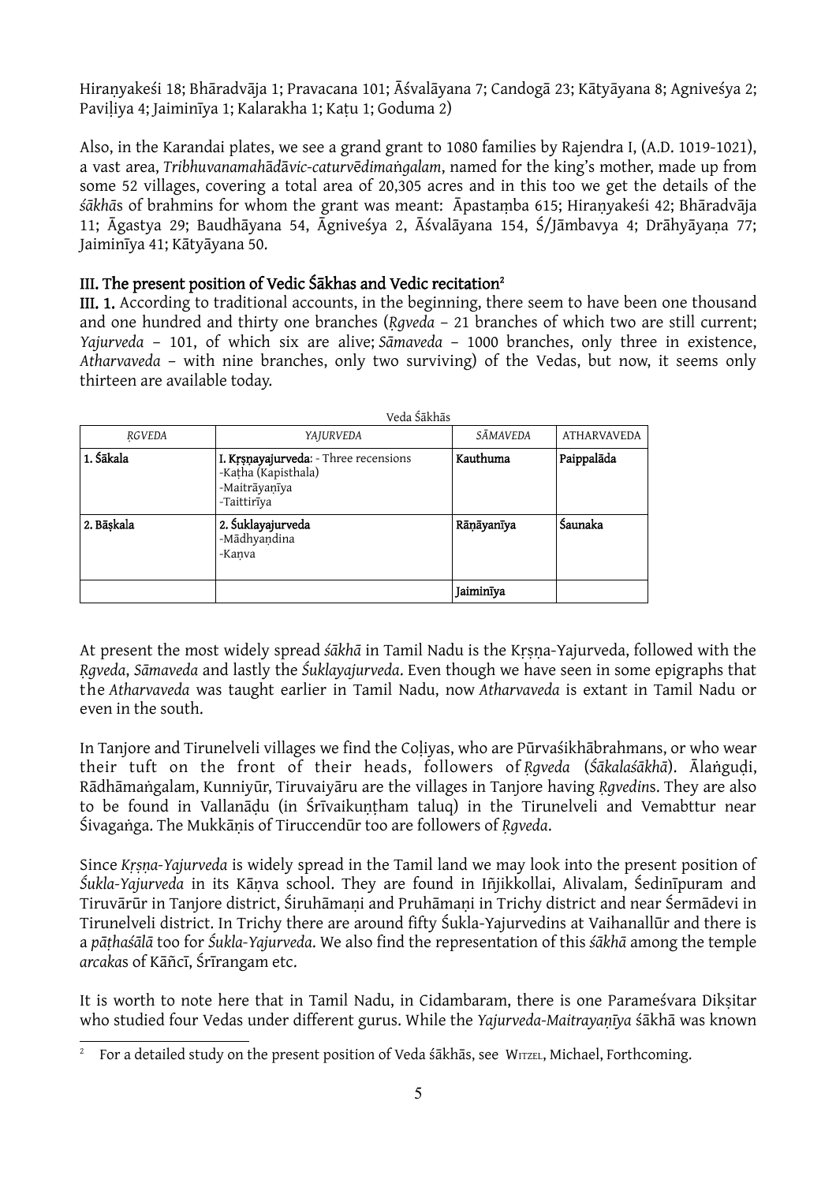Hiraṇyakeśi 18; Bhāradvāja 1; Pravacana 101; Āśvalāyana 7; Candogā 23; Kātyāyana 8; Agniveśya 2; Paviḷiya 4; Jaiminīya 1; Kalarakha 1; Kaṭu 1; Goduma 2)

Also, in the Karandai plates, we see a grand grant to 1080 families by Rajendra I, (A.D. 1019-1021), a vast area, *Tribhuvanamahādāvic-caturvēdimaṅgalam*, named for the king's mother, made up from some 52 villages, covering a total area of 20,305 acres and in this too we get the details of the *śākhā*s of brahmins for whom the grant was meant: Āpastaṃba 615; Hiraṇyakeśi 42; Bhāradvāja 11; Āgastya 29; Baudhāyana 54, Āgniveśya 2, Āśvalāyana 154, Ś/Jāmbavya 4; Drāhyāyaṇa 77; Jaiminīya 41; Kātyāyana 50.

## III. The present position of Vedic Śākhas and Vedic recitation[2]

**III. 1.** According to traditional accounts, in the beginning, there seem to have been one thousand and one hundred and thirty one branches (*Ṛgveda* – 21 branches of which two are still current; *Yajurveda* – 101, of which six are alive; *Sāmaveda* – 1000 branches, only three in existence, *Atharvaveda* – with nine branches, only two surviving) of the Vedas, but now, it seems only thirteen are available today.

Veda Śākhās

| *ṚGVEDA* | *YAJURVEDA* | *SĀMAVEDA* | ATHARVAVEDA |
|---|---|---|---|
| **1. Śākala** | **I. Kṛṣṇayajurveda**: - Three recensions<br>-Kaṭha (Kapisthala)<br>-Maitrāyaṇīya<br>-Taittirīya | **Kauthuma** | **Paippalāda** |
| **2. Bāṣkala** | **2. Śuklayajurveda**<br>-Mādhyaṇdina<br>-Kaṇva | **Rāṇāyanīya** | **Śaunaka** |
| | | **Jaiminīya** | |

At present the most widely spread *śākhā* in Tamil Nadu is the Kṛṣṇa-Yajurveda, followed with the *Ṛgveda*, *Sāmaveda* and lastly the *Śuklayajurveda*. Even though we have seen in some epigraphs that the *Atharvaveda* was taught earlier in Tamil Nadu, now *Atharvaveda* is extant in Tamil Nadu or even in the south.

In Tanjore and Tirunelveli villages we find the Coḷiyas, who are Pūrvaśikhābrahmans, or who wear their tuft on the front of their heads, followers of *Ṛgveda* (*Śākalaśākhā*). Ālaṅguḍi, Rādhāmaṅgalam, Kunniyūr, Tiruvaiyāru are the villages in Tanjore having *Ṛgvedin*s. They are also to be found in Vallanāḍu (in Śrīvaikuṇṭham taluq) in the Tirunelveli and Vemabttur near Śivagaṅga. The Mukkāṇis of Tiruccendūr too are followers of *Ṛgveda*.

Since *Kṛṣṇa-Yajurveda* is widely spread in the Tamil land we may look into the present position of *Śukla-Yajurveda* in its Kāṇva school. They are found in Iñjikkollai, Alivalam, Śedinīpuram and Tiruvārūr in Tanjore district, Śiruhāmaṇi and Pruhāmaṇi in Trichy district and near Śermādevi in Tirunelveli district. In Trichy there are around fifty Śukla-Yajurvedins at Vaihanallūr and there is a *pāṭhaśālā* too for *Śukla-Yajurveda*. We also find the representation of this *śākhā* among the temple *arcaka*s of Kāñcī, Śrīrangam etc.

It is worth to note here that in Tamil Nadu, in Cidambaram, there is one Parameśvara Dikṣitar who studied four Vedas under different gurus. While the *Yajurveda-Maitrayaṇīya* śākhā was known

[2] For a detailed study on the present position of Veda śākhās, see WITZEL, Michael, Forthcoming.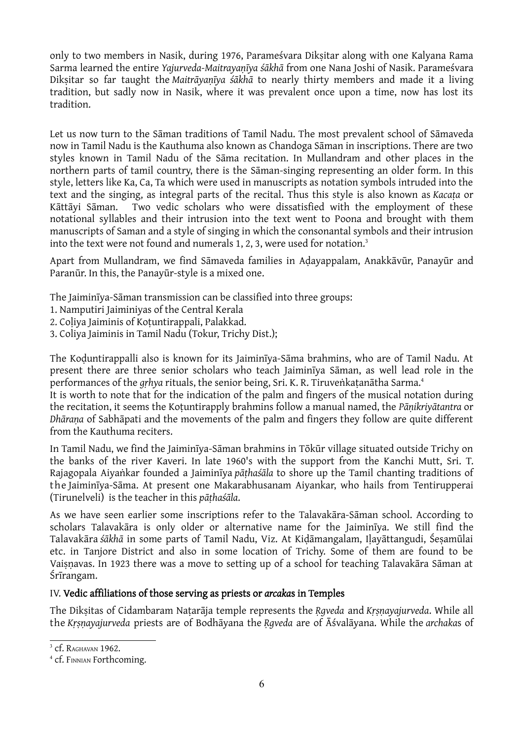only to two members in Nasik, during 1976, Parameśvara Dikṣitar along with one Kalyana Rama Sarma learned the entire *Yajurveda-Maitrayaṇīya śākhā* from one Nana Joshi of Nasik. Parameśvara Dikṣitar so far taught the *Maitrāyaṇīya śākhā* to nearly thirty members and made it a living tradition, but sadly now in Nasik, where it was prevalent once upon a time, now has lost its tradition.

Let us now turn to the Sāman traditions of Tamil Nadu. The most prevalent school of Sāmaveda now in Tamil Nadu is the Kauthuma also known as Chandoga Sāman in inscriptions. There are two styles known in Tamil Nadu of the Sāma recitation. In Mullandram and other places in the northern parts of tamil country, there is the Sāman-singing representing an older form. In this style, letters like Ka, Ca, Ta which were used in manuscripts as notation symbols intruded into the text and the singing, as integral parts of the recital. Thus this style is also known as *Kacaṭa* or Kāttāyi Sāman. Two vedic scholars who were dissatisfied with the employment of these notational syllables and their intrusion into the text went to Poona and brought with them manuscripts of Saman and a style of singing in which the consonantal symbols and their intrusion into the text were not found and numerals 1, 2, 3, were used for notation.[3]

Apart from Mullandram, we find Sāmaveda families in Aḍayappalam, Anakkāvūr, Panayūr and Paranūr. In this, the Panayūr-style is a mixed one.

The Jaiminīya-Sāman transmission can be classified into three groups:
1. Namputiri Jaiminiyas of the Central Kerala
2. Coḷiya Jaiminis of Koṭuntirappali, Palakkad.
3. Coliya Jaiminis in Tamil Nadu (Tokur, Trichy Dist.);

The Koḍuntirappalli also is known for its Jaiminīya-Sāma brahmins, who are of Tamil Nadu. At present there are three senior scholars who teach Jaiminīya Sāman, as well lead role in the performances of the *gṛhya* rituals, the senior being, Sri. K. R. Tiruveṅkaṭanātha Sarma.[4]
It is worth to note that for the indication of the palm and fingers of the musical notation during the recitation, it seems the Koṭuntirapply brahmins follow a manual named, the *Pāṇikriyātantra* or *Dhāraṇa* of Sabhāpati and the movements of the palm and fingers they follow are quite different from the Kauthuma reciters.

In Tamil Nadu, we find the Jaiminīya-Sāman brahmins in Tōkūr village situated outside Trichy on the banks of the river Kaveri. In late 1960's with the support from the Kanchi Mutt, Sri. T. Rajagopala Aiyaṅkar founded a Jaiminīya *pāṭhaśāla* to shore up the Tamil chanting traditions of the Jaiminīya-Sāma. At present one Makarabhusanam Aiyankar, who hails from Tentirupperai (Tirunelveli) is the teacher in this *pāṭhaśāla*.

As we have seen earlier some inscriptions refer to the Talavakāra-Sāman school. According to scholars Talavakāra is only older or alternative name for the Jaiminīya. We still find the Talavakāra *śākhā* in some parts of Tamil Nadu, Viz. At Kiḍāmangalam, Iḷayāttangudi, Śeṣamūlai etc. in Tanjore District and also in some location of Trichy. Some of them are found to be Vaiṣṇavas. In 1923 there was a move to setting up of a school for teaching Talavakāra Sāman at Śrīrangam.

## IV. Vedic affiliations of those serving as priests or *arcaka*s in Temples

The Dikṣitas of Cidambaram Naṭarāja temple represents the *Ṛgveda* and *Kṛṣṇayajurveda*. While all the *Kṛṣṇayajurveda* priests are of Bodhāyana the *Ṛgveda* are of Āśvalāyana. While the *archaka*s of

[3] cf. Raghavan 1962.

[4] cf. Finnian Forthcoming.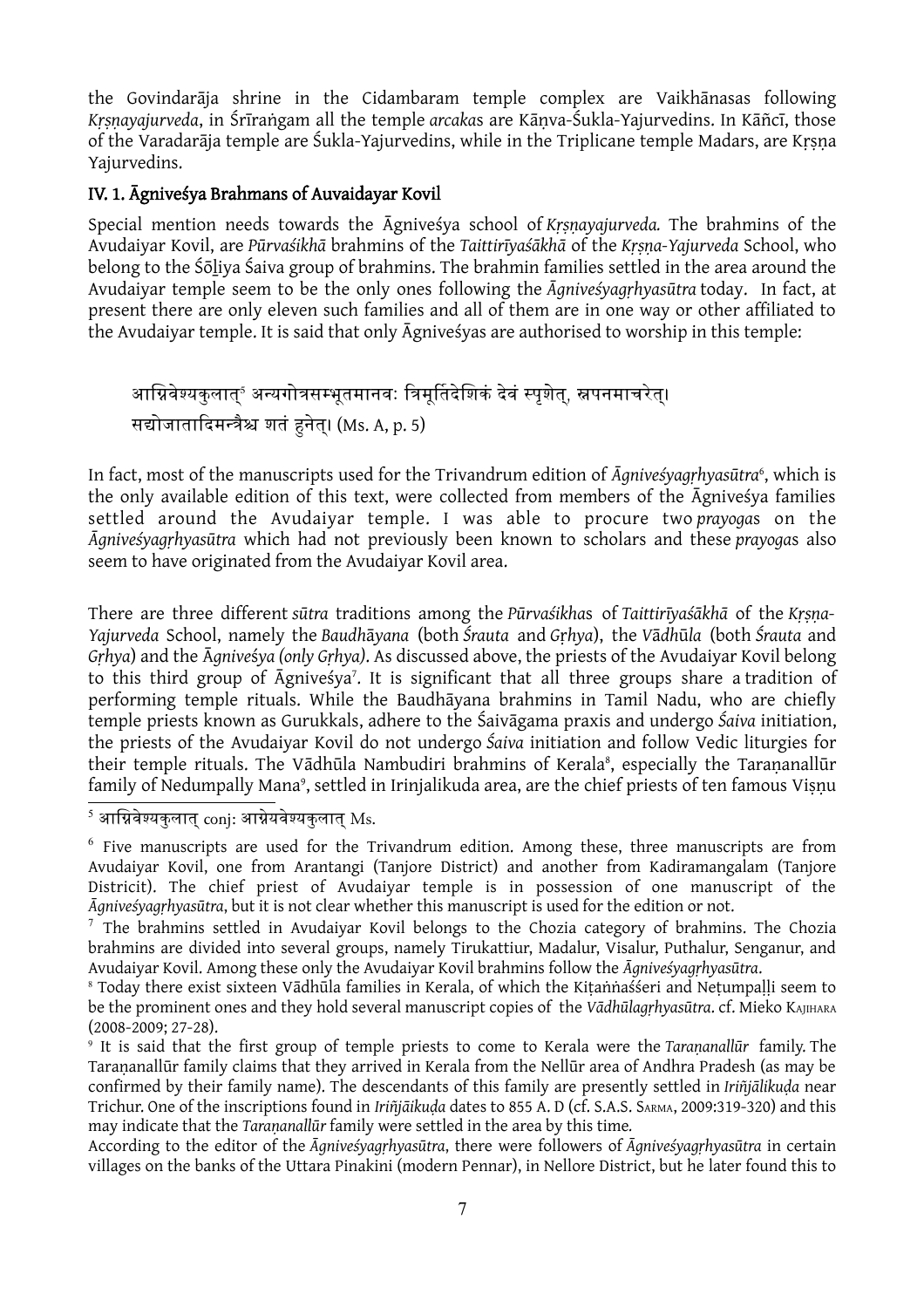the Govindarāja shrine in the Cidambaram temple complex are Vaikhānasas following *Kṛṣṇayajurveda*, in Śrīraṅgam all the temple *arcaka*s are Kāṇva-Śukla-Yajurvedins. In Kāñcī, those of the Varadarāja temple are Śukla-Yajurvedins, while in the Triplicane temple Madars, are Kṛṣṇa Yajurvedins.

### IV. 1. Āgniveśya Brahmans of Auvaidayar Kovil

Special mention needs towards the Āgniveśya school of *Kṛṣṇayajurveda.* The brahmins of the Avudaiyar Kovil, are *Pūrvaśikhā* brahmins of the *Taittirīyaśākhā* of the *Kṛṣṇa-Yajurveda* School, who belong to the Śōḻiya Śaiva group of brahmins. The brahmin families settled in the area around the Avudaiyar temple seem to be the only ones following the *Āgniveśyagṛhyasūtra* today. In fact, at present there are only eleven such families and all of them are in one way or other affiliated to the Avudaiyar temple. It is said that only Āgniveśyas are authorised to worship in this temple:

> आग्निवेश्यकुलात्[5] अन्यगोत्रसम्भूतमानवः त्रिमूर्तिदेशिकं देवं स्पृशेत्, स्नपनमाचरेत्।
> सद्योजातादिमन्त्रैश्च शतं हुनेत्। (Ms. A, p. 5)

In fact, most of the manuscripts used for the Trivandrum edition of *Āgniveśyagṛhyasūtra*[6], which is the only available edition of this text, were collected from members of the Āgniveśya families settled around the Avudaiyar temple. I was able to procure two *prayoga*s on the *Āgniveśyagṛhyasūtra* which had not previously been known to scholars and these *prayoga*s also seem to have originated from the Avudaiyar Kovil area.

There are three different *sūtra* traditions among the *Pūrvaśikha*s of *Taittirīyaśākhā* of the *Kṛṣṇa-Yajurveda* School, namely the *Baudhāyana* (both *Śrauta* and *Gṛhya*), the *Vādhūla* (both *Śrauta* and *Gṛhya*) and the *Āgniveśya (only Gṛhya)*. As discussed above, the priests of the Avudaiyar Kovil belong to this third group of Āgniveśya[7]. It is significant that all three groups share a tradition of performing temple rituals. While the Baudhāyana brahmins in Tamil Nadu, who are chiefly temple priests known as Gurukkals, adhere to the Śaivāgama praxis and undergo *Śaiva* initiation, the priests of the Avudaiyar Kovil do not undergo *Śaiva* initiation and follow Vedic liturgies for their temple rituals. The Vādhūla Nambudiri brahmins of Kerala[8], especially the Taraṇanallūr family of Nedumpally Mana[9], settled in Irinjalikuda area, are the chief priests of ten famous Viṣṇu

---

[5] आग्निवेश्यकुलात् conj: आग्नेयवेश्यकुलात् Ms.

[6] Five manuscripts are used for the Trivandrum edition. Among these, three manuscripts are from Avudaiyar Kovil, one from Arantangi (Tanjore District) and another from Kadiramangalam (Tanjore Districit). The chief priest of Avudaiyar temple is in possession of one manuscript of the *Āgniveśyagṛhyasūtra*, but it is not clear whether this manuscript is used for the edition or not.

[7] The brahmins settled in Avudaiyar Kovil belongs to the Chozia category of brahmins. The Chozia brahmins are divided into several groups, namely Tirukattiur, Madalur, Visalur, Puthalur, Senganur, and Avudaiyar Kovil. Among these only the Avudaiyar Kovil brahmins follow the *Āgniveśyagṛhyasūtra*.

[8] Today there exist sixteen Vādhūla families in Kerala, of which the Kiṭaṅṅaśśeri and Neṭumpaḷḷi seem to be the prominent ones and they hold several manuscript copies of the *Vādhūlagṛhyasūtra*. cf. Mieko Kajihara (2008-2009; 27-28).

[9] It is said that the first group of temple priests to come to Kerala were the *Taraṇanallūr* family. The Taraṇanallūr family claims that they arrived in Kerala from the Nellūr area of Andhra Pradesh (as may be confirmed by their family name). The descendants of this family are presently settled in *Iriñjālikuḍa* near Trichur. One of the inscriptions found in *Iriñjāikuḍa* dates to 855 A. D (cf. S.A.S. Sarma, 2009:319-320) and this may indicate that the *Taraṇanallūr* family were settled in the area by this time.

According to the editor of the *Āgniveśyagṛhyasūtra*, there were followers of *Āgniveśyagṛhyasūtra* in certain villages on the banks of the Uttara Pinakini (modern Pennar), in Nellore District, but he later found this to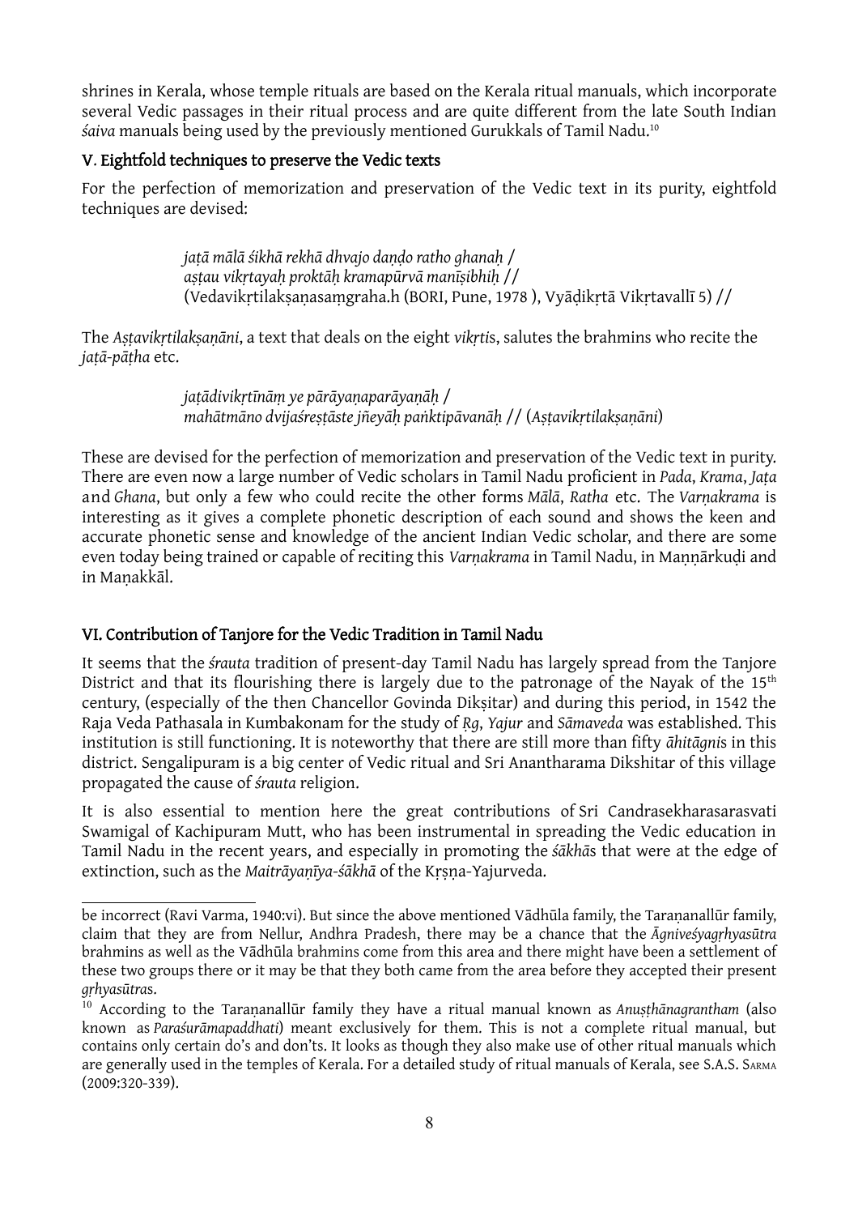shrines in Kerala, whose temple rituals are based on the Kerala ritual manuals, which incorporate several Vedic passages in their ritual process and are quite different from the late South Indian *śaiva* manuals being used by the previously mentioned Gurukkals of Tamil Nadu.[10]

## V. Eightfold techniques to preserve the Vedic texts

For the perfection of memorization and preservation of the Vedic text in its purity, eightfold techniques are devised:

> *jaṭā mālā śikhā rekhā dhvajo daṇḍo ratho ghanaḥ /*
> *aṣṭau vikṛtayaḥ proktāḥ kramapūrvā manīṣibhiḥ //*
> (Vedavikṛtilakṣaṇasaṃgraha.h (BORI, Pune, 1978 ), Vyāḍikṛtā Vikṛtavallī 5) //

The *Aṣṭavikṛtilakṣaṇāni*, a text that deals on the eight *vikṛti*s, salutes the brahmins who recite the *jaṭā-pāṭha* etc.

> *jaṭādivikṛtīnāṃ ye pārāyaṇaparāyaṇāḥ /*
> *mahātmāno dvijaśreṣṭāste jñeyāḥ paṅktipāvanāḥ* // (*Aṣṭavikṛtilakṣaṇāni*)

These are devised for the perfection of memorization and preservation of the Vedic text in purity. There are even now a large number of Vedic scholars in Tamil Nadu proficient in *Pada*, *Krama*, *Jaṭa* and *Ghana*, but only a few who could recite the other forms *Mālā*, *Ratha* etc. The *Varṇakrama* is interesting as it gives a complete phonetic description of each sound and shows the keen and accurate phonetic sense and knowledge of the ancient Indian Vedic scholar, and there are some even today being trained or capable of reciting this *Varṇakrama* in Tamil Nadu, in Maṇṇārkuḍi and in Maṇakkāl.

## VI. Contribution of Tanjore for the Vedic Tradition in Tamil Nadu

It seems that the *śrauta* tradition of present-day Tamil Nadu has largely spread from the Tanjore District and that its flourishing there is largely due to the patronage of the Nayak of the 15th century, (especially of the then Chancellor Govinda Dikṣitar) and during this period, in 1542 the Raja Veda Pathasala in Kumbakonam for the study of *Ṛg*, *Yajur* and *Sāmaveda* was established. This institution is still functioning. It is noteworthy that there are still more than fifty *āhitāgni*s in this district. Sengalipuram is a big center of Vedic ritual and Sri Anantharama Dikshitar of this village propagated the cause of *śrauta* religion.

It is also essential to mention here the great contributions of Sri Candrasekharasarasvati Swamigal of Kachipuram Mutt, who has been instrumental in spreading the Vedic education in Tamil Nadu in the recent years, and especially in promoting the *śākhā*s that were at the edge of extinction, such as the *Maitrāyaṇīya-śākhā* of the Kṛṣṇa-Yajurveda.

---

be incorrect (Ravi Varma, 1940:vi). But since the above mentioned Vādhūla family, the Taraṇanallūr family, claim that they are from Nellur, Andhra Pradesh, there may be a chance that the *Āgniveśyagṛhyasūtra* brahmins as well as the Vādhūla brahmins come from this area and there might have been a settlement of these two groups there or it may be that they both came from the area before they accepted their present *gṛhyasūtras*.

[10] According to the Taraṇanallūr family they have a ritual manual known as *Anuṣṭhānagrantham* (also known as *Paraśurāmapaddhati*) meant exclusively for them. This is not a complete ritual manual, but contains only certain do's and don'ts. It looks as though they also make use of other ritual manuals which are generally used in the temples of Kerala. For a detailed study of ritual manuals of Kerala, see S.A.S. Sarma (2009:320-339).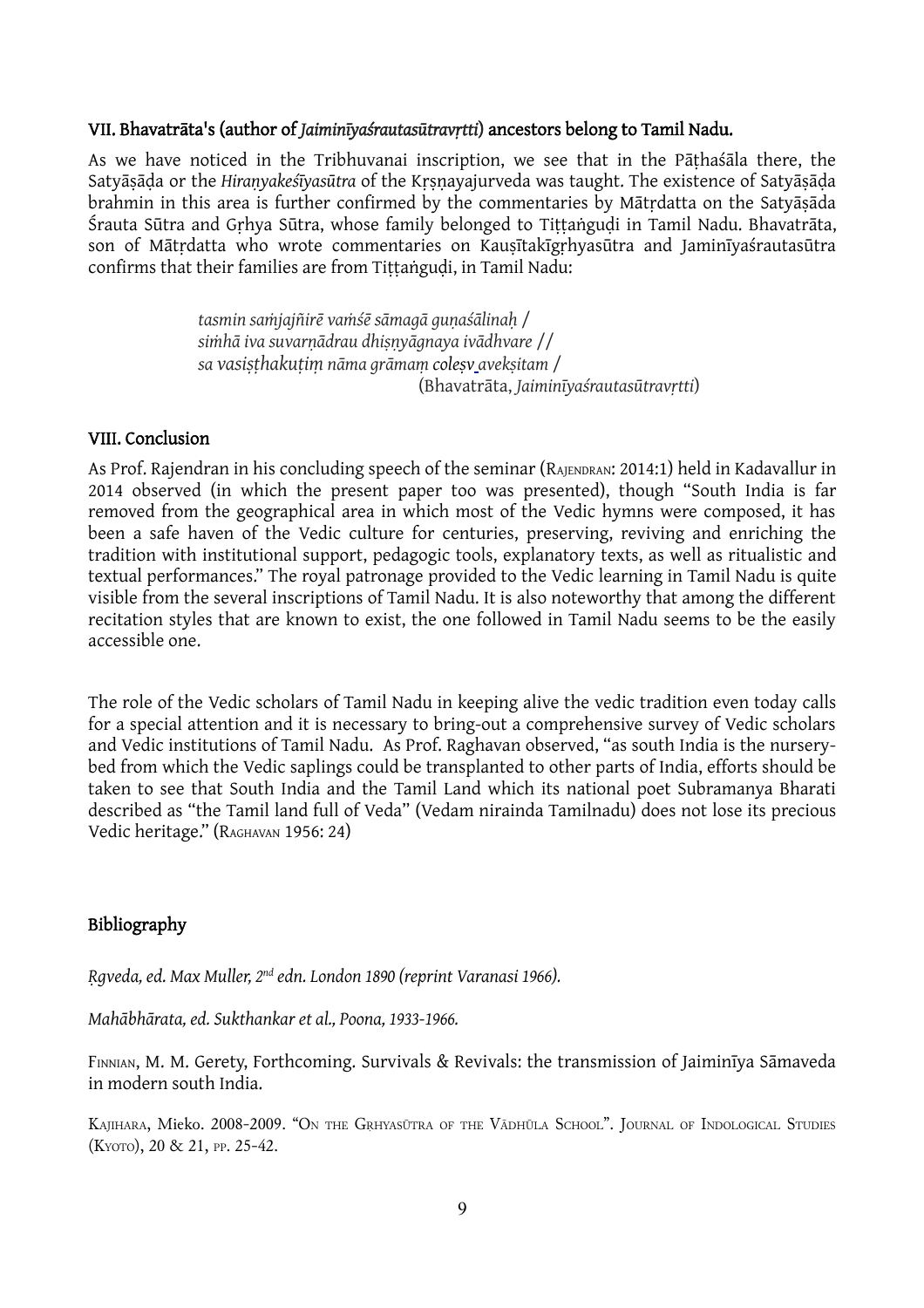## VII. Bhavatrāta's (author of *Jaiminīyaśrautasūtravṛtti*) ancestors belong to Tamil Nadu.

As we have noticed in the Tribhuvanai inscription, we see that in the Pāṭhaśāla there, the Satyāṣāḍa or the *Hiraṇyakeśīyasūtra* of the Kṛṣṇayajurveda was taught. The existence of Satyāṣāḍa brahmin in this area is further confirmed by the commentaries by Mātṛdatta on the Satyāṣāda Śrauta Sūtra and Gṛhya Sūtra, whose family belonged to Tiṭṭaṅguḍi in Tamil Nadu. Bhavatrāta, son of Mātṛdatta who wrote commentaries on Kauṣītakīgṛhyasūtra and Jaminīyaśrautasūtra confirms that their families are from Tiṭṭaṅguḍi, in Tamil Nadu:

> *tasmin saṁjajñirē vaṁśē sāmagā guṇaśālinaḥ* /
> *siṁhā iva suvarṇādrau dhiṣṇyāgnaya ivādhvare* //
> *sa vasiṣṭhakuṭiṃ nāma grāmaṃ coleṣv avekṣitam* /
> (Bhavatrāta, *Jaiminīyaśrautasūtravṛtti*)

## VIII. Conclusion

As Prof. Rajendran in his concluding speech of the seminar (RAJENDRAN: 2014:1) held in Kadavallur in 2014 observed (in which the present paper too was presented), though "South India is far removed from the geographical area in which most of the Vedic hymns were composed, it has been a safe haven of the Vedic culture for centuries, preserving, reviving and enriching the tradition with institutional support, pedagogic tools, explanatory texts, as well as ritualistic and textual performances." The royal patronage provided to the Vedic learning in Tamil Nadu is quite visible from the several inscriptions of Tamil Nadu. It is also noteworthy that among the different recitation styles that are known to exist, the one followed in Tamil Nadu seems to be the easily accessible one.

The role of the Vedic scholars of Tamil Nadu in keeping alive the vedic tradition even today calls for a special attention and it is necessary to bring-out a comprehensive survey of Vedic scholars and Vedic institutions of Tamil Nadu. As Prof. Raghavan observed, "as south India is the nursery-bed from which the Vedic saplings could be transplanted to other parts of India, efforts should be taken to see that South India and the Tamil Land which its national poet Subramanya Bharati described as "the Tamil land full of Veda" (Vedam nirainda Tamilnadu) does not lose its precious Vedic heritage." (RAGHAVAN 1956: 24)

## Bibliography

*Ṛgveda, ed. Max Muller, 2nd edn. London 1890 (reprint Varanasi 1966).*

*Mahābhārata, ed. Sukthankar et al., Poona, 1933-1966.*

FINNIAN, M. M. Gerety, Forthcoming. Survivals & Revivals: the transmission of Jaiminīya Sāmaveda in modern south India.

KAJIHARA, Mieko. 2008-2009. "ON THE GṚHYASŪTRA OF THE VĀDHŪLA SCHOOL". JOURNAL OF INDOLOGICAL STUDIES (KYOTO), 20 & 21, PP. 25-42.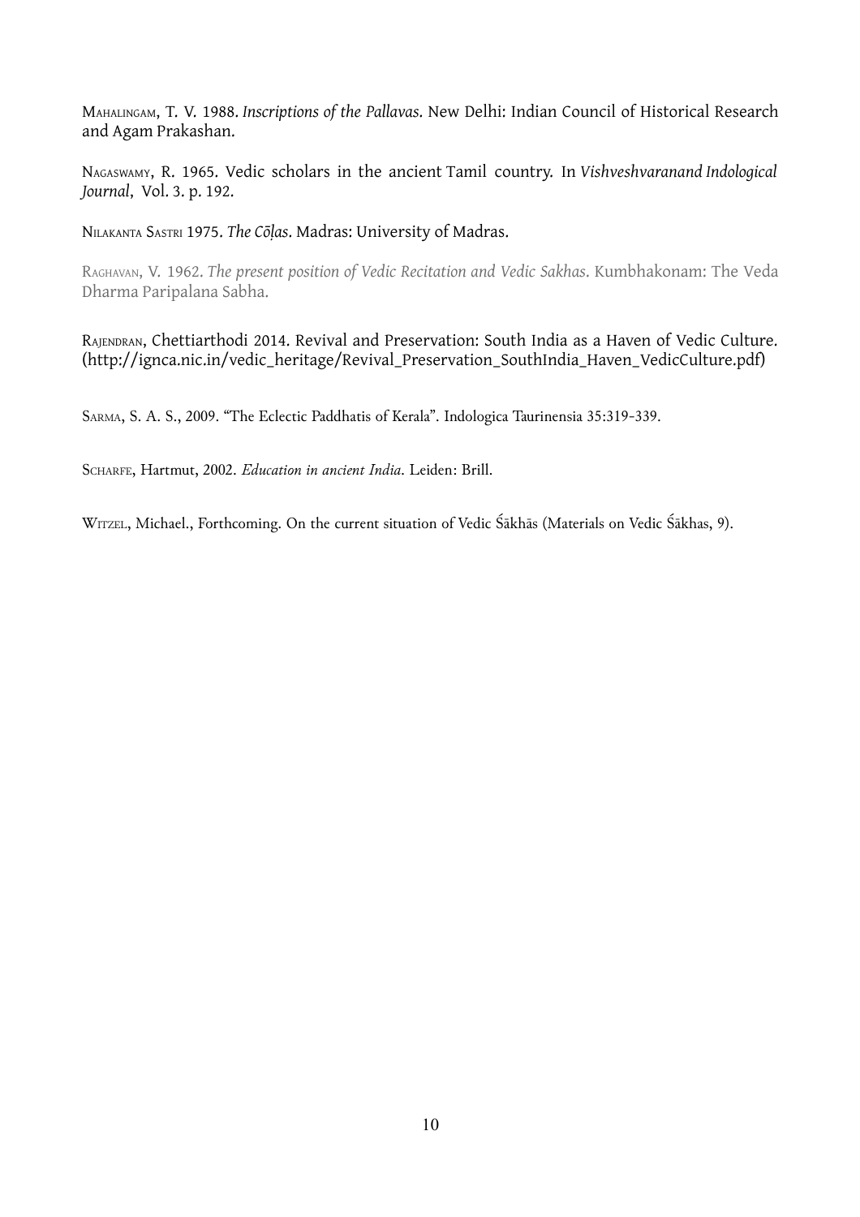Mahalingam, T. V. 1988. *Inscriptions of the Pallavas*. New Delhi: Indian Council of Historical Research and Agam Prakashan.

Nagaswamy, R. 1965. Vedic scholars in the ancient Tamil country. In *Vishveshvaranand Indological Journal*, Vol. 3. p. 192.

Nilakanta Sastri 1975. *The Cōḷas*. Madras: University of Madras.

Raghavan, V. 1962. *The present position of Vedic Recitation and Vedic Sakhas*. Kumbhakonam: The Veda Dharma Paripalana Sabha.

Rajendran, Chettiarthodi 2014. Revival and Preservation: South India as a Haven of Vedic Culture. (http://ignca.nic.in/vedic_heritage/Revival_Preservation_SouthIndia_Haven_VedicCulture.pdf)

Sarma, S. A. S., 2009. "The Eclectic Paddhatis of Kerala". Indologica Taurinensia 35:319-339.

Scharfe, Hartmut, 2002. *Education in ancient India*. Leiden: Brill.

Witzel, Michael., Forthcoming. On the current situation of Vedic Śākhās (Materials on Vedic Śākhas, 9).